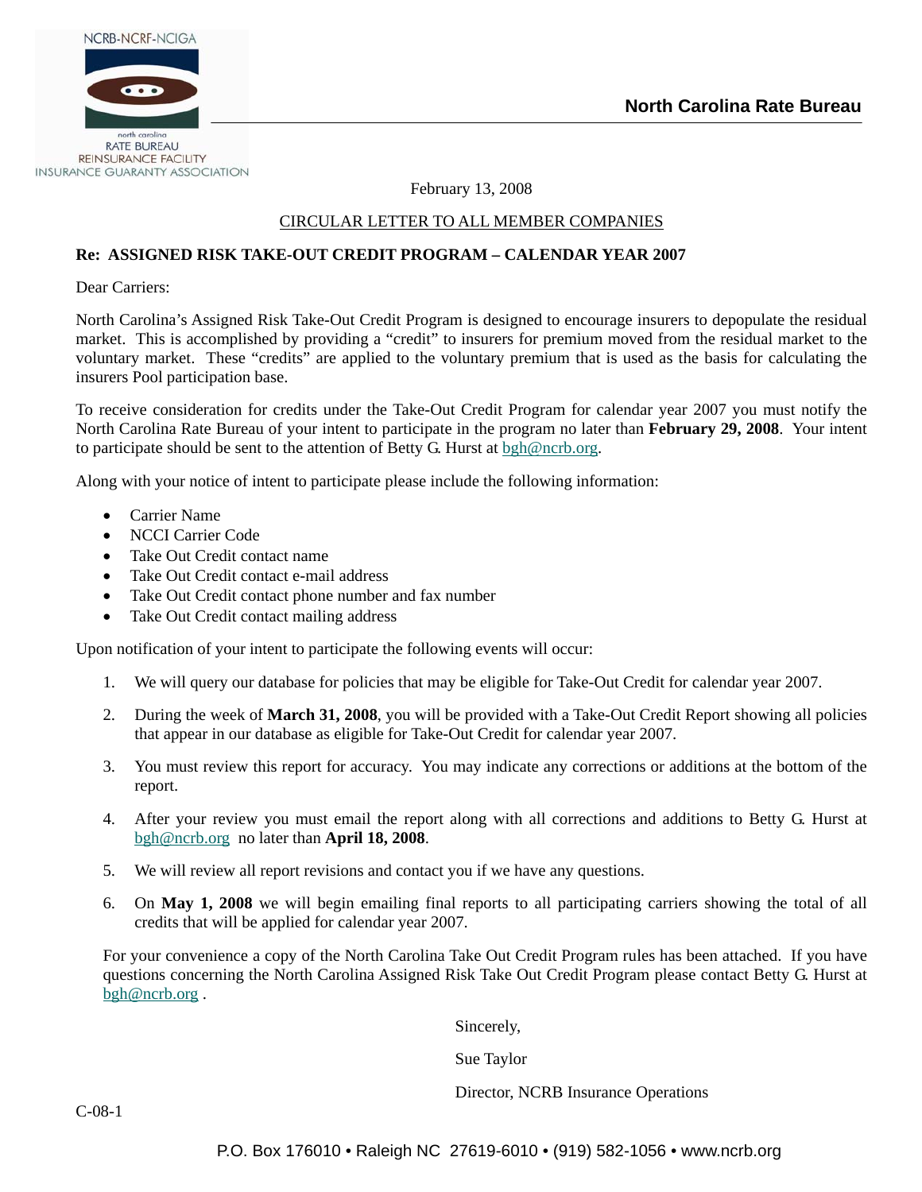NCRB-NCRF-NCIGA

north carolina
RATE BUREAU
REINSURANCE FACILITY
INSURANCE GUARANTY ASSOCIATION

**North Carolina Rate Bureau**

February 13, 2008

CIRCULAR LETTER TO ALL MEMBER COMPANIES

**Re: ASSIGNED RISK TAKE-OUT CREDIT PROGRAM – CALENDAR YEAR 2007**

Dear Carriers:

North Carolina's Assigned Risk Take-Out Credit Program is designed to encourage insurers to depopulate the residual market. This is accomplished by providing a "credit" to insurers for premium moved from the residual market to the voluntary market. These "credits" are applied to the voluntary premium that is used as the basis for calculating the insurers Pool participation base.

To receive consideration for credits under the Take-Out Credit Program for calendar year 2007 you must notify the North Carolina Rate Bureau of your intent to participate in the program no later than **February 29, 2008**. Your intent to participate should be sent to the attention of Betty G. Hurst at bgh@ncrb.org.

Along with your notice of intent to participate please include the following information:

- Carrier Name
- NCCI Carrier Code
- Take Out Credit contact name
- Take Out Credit contact e-mail address
- Take Out Credit contact phone number and fax number
- Take Out Credit contact mailing address

Upon notification of your intent to participate the following events will occur:

1. We will query our database for policies that may be eligible for Take-Out Credit for calendar year 2007.
2. During the week of **March 31, 2008**, you will be provided with a Take-Out Credit Report showing all policies that appear in our database as eligible for Take-Out Credit for calendar year 2007.
3. You must review this report for accuracy. You may indicate any corrections or additions at the bottom of the report.
4. After your review you must email the report along with all corrections and additions to Betty G. Hurst at bgh@ncrb.org no later than **April 18, 2008**.
5. We will review all report revisions and contact you if we have any questions.
6. On **May 1, 2008** we will begin emailing final reports to all participating carriers showing the total of all credits that will be applied for calendar year 2007.

For your convenience a copy of the North Carolina Take Out Credit Program rules has been attached. If you have questions concerning the North Carolina Assigned Risk Take Out Credit Program please contact Betty G. Hurst at bgh@ncrb.org .

Sincerely,

Sue Taylor

Director, NCRB Insurance Operations

C-08-1

P.O. Box 176010 • Raleigh NC 27619-6010 • (919) 582-1056 • www.ncrb.org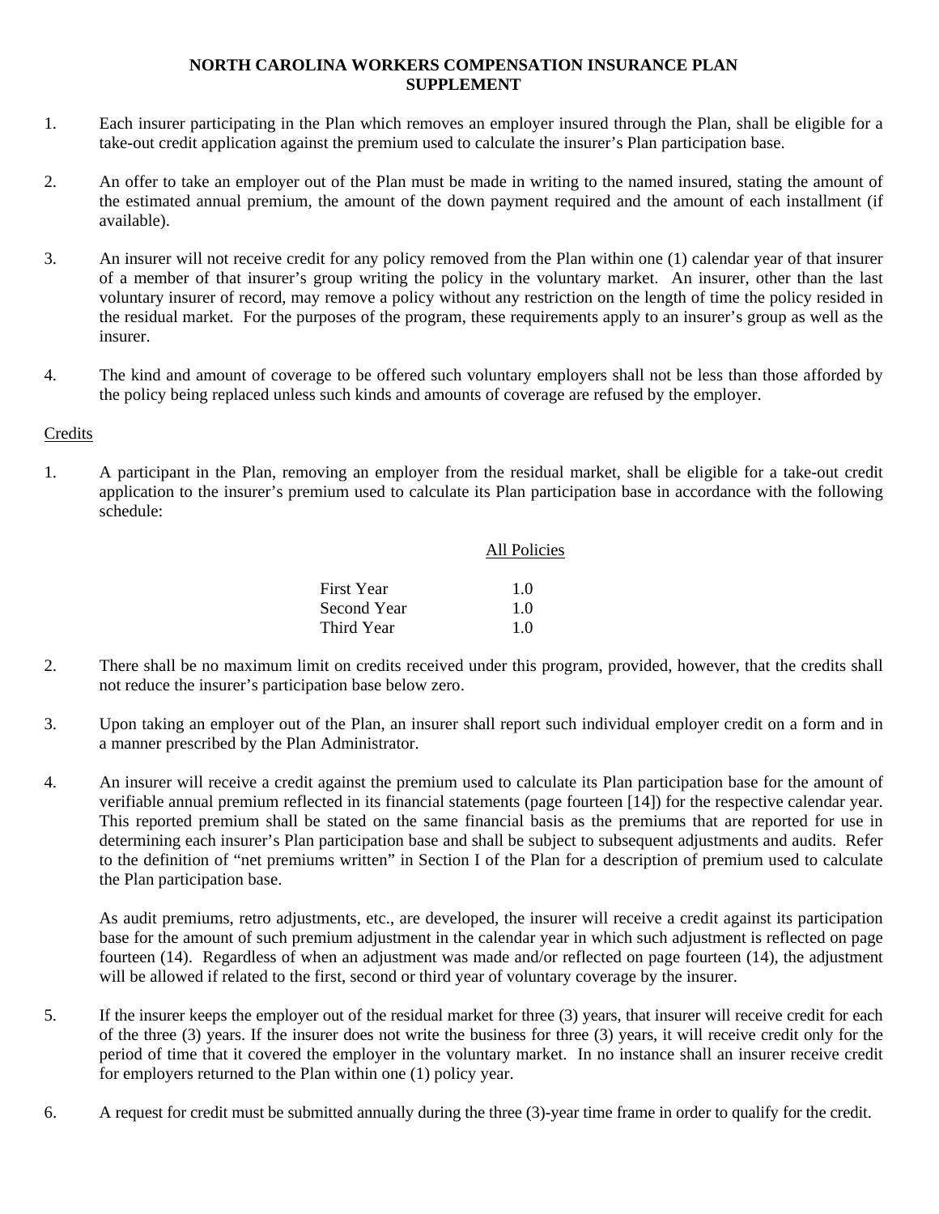# NORTH CAROLINA WORKERS COMPENSATION INSURANCE PLAN SUPPLEMENT

1. Each insurer participating in the Plan which removes an employer insured through the Plan, shall be eligible for a take-out credit application against the premium used to calculate the insurer's Plan participation base.

2. An offer to take an employer out of the Plan must be made in writing to the named insured, stating the amount of the estimated annual premium, the amount of the down payment required and the amount of each installment (if available).

3. An insurer will not receive credit for any policy removed from the Plan within one (1) calendar year of that insurer of a member of that insurer's group writing the policy in the voluntary market. An insurer, other than the last voluntary insurer of record, may remove a policy without any restriction on the length of time the policy resided in the residual market. For the purposes of the program, these requirements apply to an insurer's group as well as the insurer.

4. The kind and amount of coverage to be offered such voluntary employers shall not be less than those afforded by the policy being replaced unless such kinds and amounts of coverage are refused by the employer.

## Credits

1. A participant in the Plan, removing an employer from the residual market, shall be eligible for a take-out credit application to the insurer's premium used to calculate its Plan participation base in accordance with the following schedule:

| | All Policies |
|---|---|
| First Year | 1.0 |
| Second Year | 1.0 |
| Third Year | 1.0 |

2. There shall be no maximum limit on credits received under this program, provided, however, that the credits shall not reduce the insurer's participation base below zero.

3. Upon taking an employer out of the Plan, an insurer shall report such individual employer credit on a form and in a manner prescribed by the Plan Administrator.

4. An insurer will receive a credit against the premium used to calculate its Plan participation base for the amount of verifiable annual premium reflected in its financial statements (page fourteen [14]) for the respective calendar year. This reported premium shall be stated on the same financial basis as the premiums that are reported for use in determining each insurer's Plan participation base and shall be subject to subsequent adjustments and audits. Refer to the definition of "net premiums written" in Section I of the Plan for a description of premium used to calculate the Plan participation base.

   As audit premiums, retro adjustments, etc., are developed, the insurer will receive a credit against its participation base for the amount of such premium adjustment in the calendar year in which such adjustment is reflected on page fourteen (14). Regardless of when an adjustment was made and/or reflected on page fourteen (14), the adjustment will be allowed if related to the first, second or third year of voluntary coverage by the insurer.

5. If the insurer keeps the employer out of the residual market for three (3) years, that insurer will receive credit for each of the three (3) years. If the insurer does not write the business for three (3) years, it will receive credit only for the period of time that it covered the employer in the voluntary market. In no instance shall an insurer receive credit for employers returned to the Plan within one (1) policy year.

6. A request for credit must be submitted annually during the three (3)-year time frame in order to qualify for the credit.